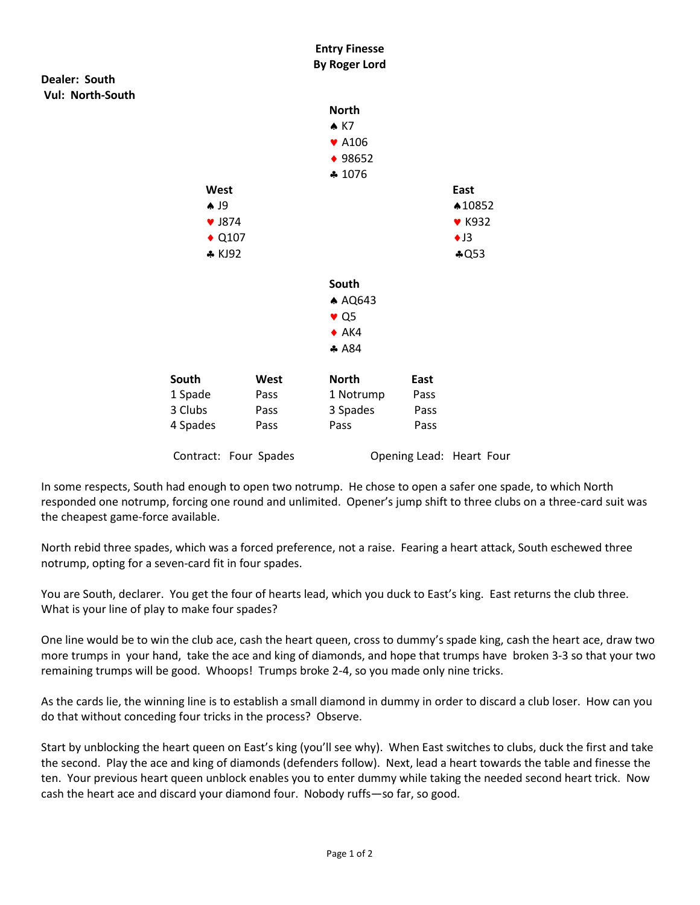# Entry Finesse

**By Roger Lord**

**Dealer: South**
**Vul: North-South**

**North**
♠ K7
♥ A106
♦ 98652
♣ 1076

**West**
♠ J9
♥ J874
♦ Q107
♣ KJ92

**East**
♠10852
♥ K932
♦J3
♣Q53

**South**
♠ AQ643
♥ Q5
♦ AK4
♣ A84

| South | West | North | East |
|---|---|---|---|
| 1 Spade | Pass | 1 Notrump | Pass |
| 3 Clubs | Pass | 3 Spades | Pass |
| 4 Spades | Pass | Pass | Pass |

Contract: Four Spades    Opening Lead: Heart Four

In some respects, South had enough to open two notrump. He chose to open a safer one spade, to which North responded one notrump, forcing one round and unlimited. Opener's jump shift to three clubs on a three-card suit was the cheapest game-force available.

North rebid three spades, which was a forced preference, not a raise. Fearing a heart attack, South eschewed three notrump, opting for a seven-card fit in four spades.

You are South, declarer. You get the four of hearts lead, which you duck to East's king. East returns the club three. What is your line of play to make four spades?

One line would be to win the club ace, cash the heart queen, cross to dummy's spade king, cash the heart ace, draw two more trumps in your hand, take the ace and king of diamonds, and hope that trumps have broken 3-3 so that your two remaining trumps will be good. Whoops! Trumps broke 2-4, so you made only nine tricks.

As the cards lie, the winning line is to establish a small diamond in dummy in order to discard a club loser. How can you do that without conceding four tricks in the process? Observe.

Start by unblocking the heart queen on East's king (you'll see why). When East switches to clubs, duck the first and take the second. Play the ace and king of diamonds (defenders follow). Next, lead a heart towards the table and finesse the ten. Your previous heart queen unblock enables you to enter dummy while taking the needed second heart trick. Now cash the heart ace and discard your diamond four. Nobody ruffs—so far, so good.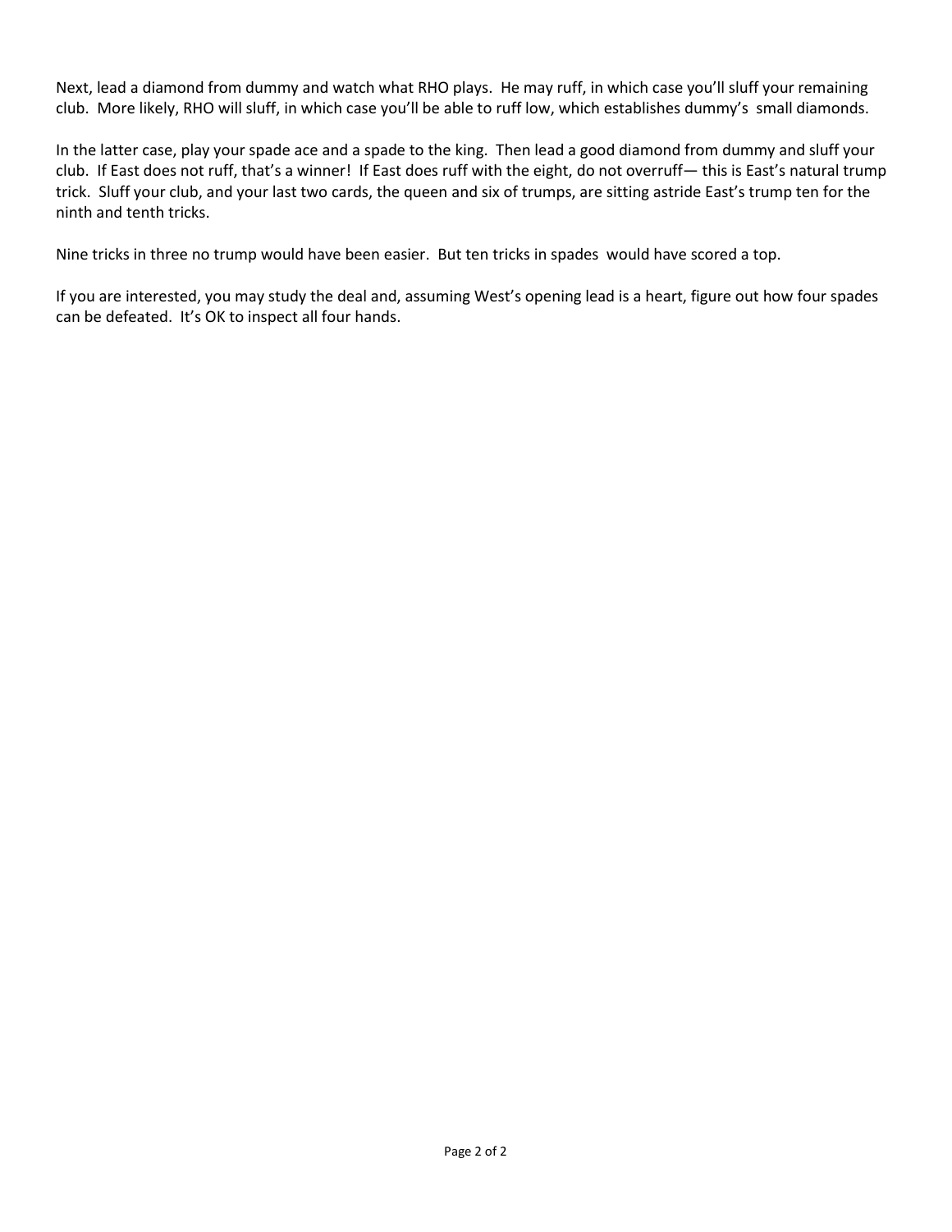Next, lead a diamond from dummy and watch what RHO plays. He may ruff, in which case you'll sluff your remaining club. More likely, RHO will sluff, in which case you'll be able to ruff low, which establishes dummy's small diamonds.

In the latter case, play your spade ace and a spade to the king. Then lead a good diamond from dummy and sluff your club. If East does not ruff, that's a winner! If East does ruff with the eight, do not overruff— this is East's natural trump trick. Sluff your club, and your last two cards, the queen and six of trumps, are sitting astride East's trump ten for the ninth and tenth tricks.

Nine tricks in three no trump would have been easier. But ten tricks in spades would have scored a top.

If you are interested, you may study the deal and, assuming West's opening lead is a heart, figure out how four spades can be defeated. It's OK to inspect all four hands.